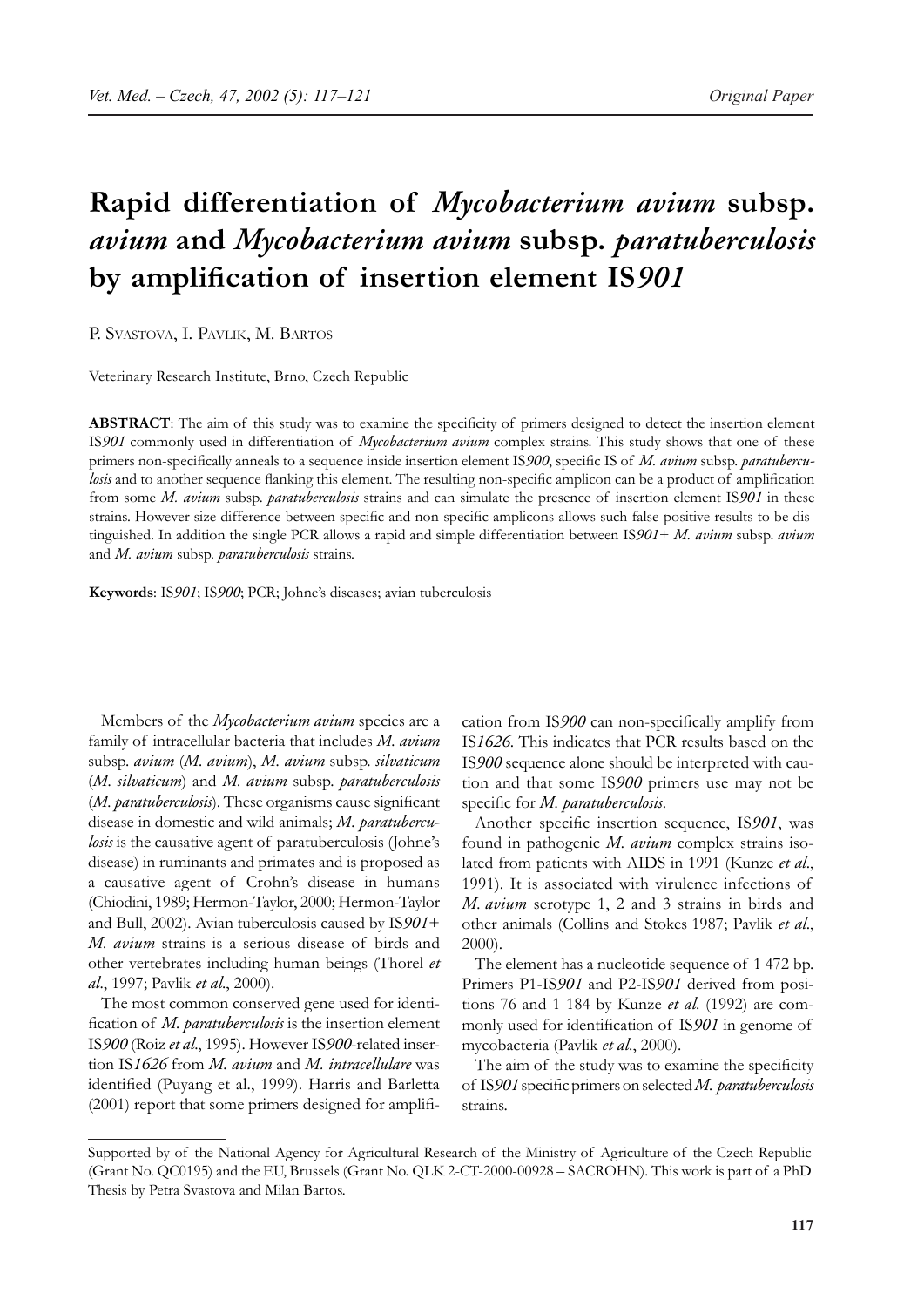# Rapid differentiation of *Mycobacterium avium* subsp. *avium* and *Mycobacterium avium* subsp. *paratuberculosis* by amplification of insertion element IS*901*

P. Svastova, I. Pavlik, M. Bartos

Veterinary Research Institute, Brno, Czech Republic

**ABSTRACT**: The aim of this study was to examine the specificity of primers designed to detect the insertion element IS*901* commonly used in differentiation of *Mycobacterium avium* complex strains. This study shows that one of these primers non-specifically anneals to a sequence inside insertion element IS*900*, specific IS of *M. avium* subsp. *paratuberculosis* and to another sequence flanking this element. The resulting non-specific amplicon can be a product of amplification from some *M. avium* subsp. *paratuberculosis* strains and can simulate the presence of insertion element IS*901* in these strains. However size difference between specific and non-specific amplicons allows such false-positive results to be distinguished. In addition the single PCR allows a rapid and simple differentiation between IS*901*+ *M. avium* subsp. *avium* and *M. avium* subsp. *paratuberculosis* strains.

**Keywords**: IS*901*; IS*900*; PCR; Johne's diseases; avian tuberculosis

Members of the *Mycobacterium avium* species are a family of intracellular bacteria that includes *M. avium* subsp. *avium* (*M. avium*), *M. avium* subsp. *silvaticum* (*M. silvaticum*) and *M. avium* subsp. *paratuberculosis* (*M. paratuberculosis*). These organisms cause significant disease in domestic and wild animals; *M. paratuberculosis* is the causative agent of paratuberculosis (Johne's disease) in ruminants and primates and is proposed as a causative agent of Crohn's disease in humans (Chiodini, 1989; Hermon-Taylor, 2000; Hermon-Taylor and Bull, 2002). Avian tuberculosis caused by IS*901*+ *M. avium* strains is a serious disease of birds and other vertebrates including human beings (Thorel *et al*., 1997; Pavlik *et al*., 2000).

The most common conserved gene used for identification of *M. paratuberculosis* is the insertion element IS*900* (Roiz *et al*., 1995). However IS*900*-related insertion IS*1626* from *M. avium* and *M. intracellulare* was identified (Puyang et al., 1999). Harris and Barletta (2001) report that some primers designed for amplification from IS*900* can non-specifically amplify from IS*1626*. This indicates that PCR results based on the IS*900* sequence alone should be interpreted with caution and that some IS*900* primers use may not be specific for *M. paratuberculosis*.

Another specific insertion sequence, IS*901*, was found in pathogenic *M. avium* complex strains isolated from patients with AIDS in 1991 (Kunze *et al*., 1991). It is associated with virulence infections of *M. avium* serotype 1, 2 and 3 strains in birds and other animals (Collins and Stokes 1987; Pavlik *et al*., 2000).

The element has a nucleotide sequence of 1 472 bp. Primers P1-IS*901* and P2-IS*901* derived from positions 76 and 1 184 by Kunze *et al.* (1992) are commonly used for identification of IS*901* in genome of mycobacteria (Pavlik *et al*., 2000).

The aim of the study was to examine the specificity of IS*901* specific primers on selected *M. paratuberculosis* strains.

Supported by of the National Agency for Agricultural Research of the Ministry of Agriculture of the Czech Republic (Grant No. QC0195) and the EU, Brussels (Grant No. QLK 2-CT-2000-00928 – SACROHN). This work is part of a PhD Thesis by Petra Svastova and Milan Bartos.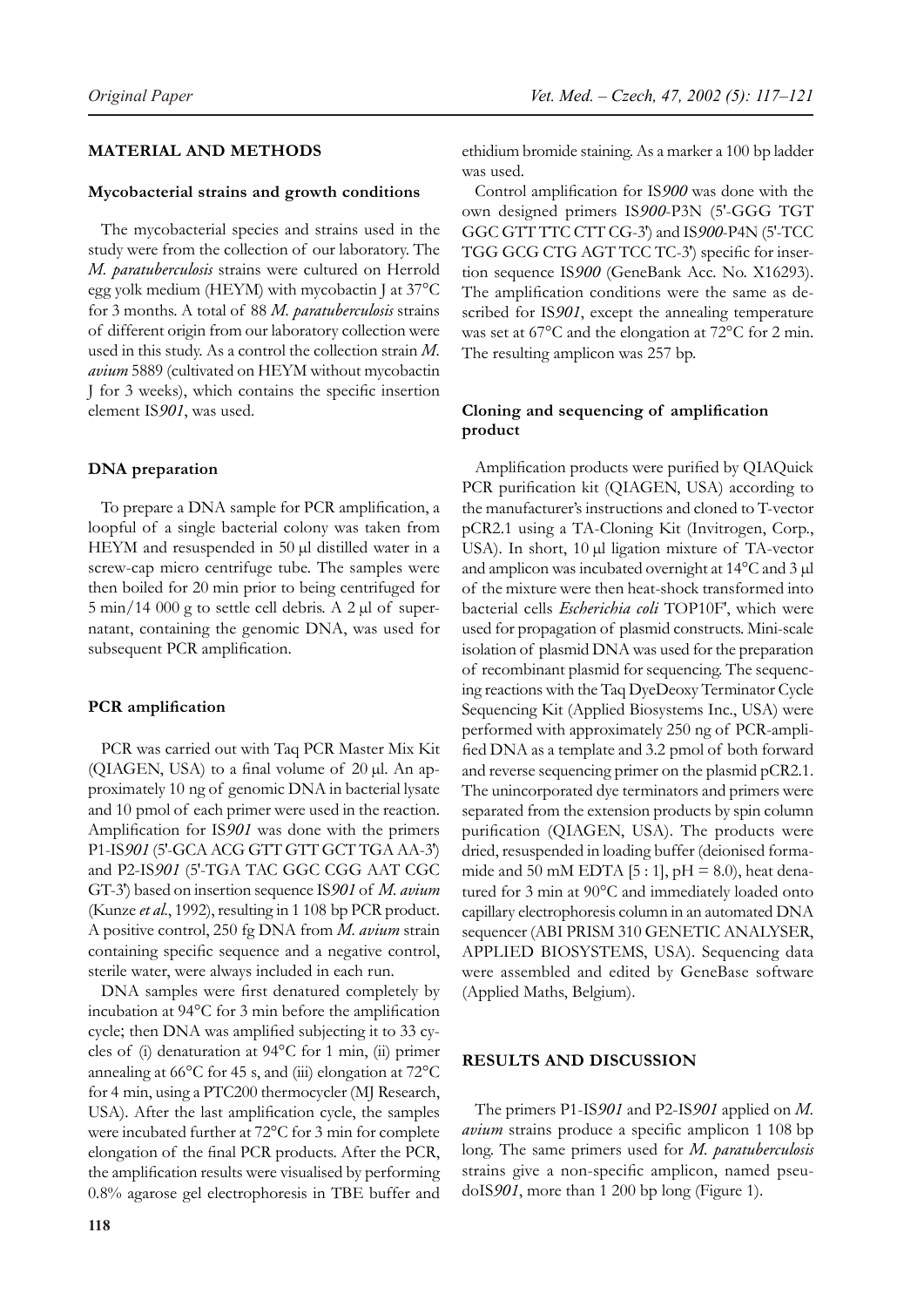## MATERIAL AND METHODS

### Mycobacterial strains and growth conditions

The mycobacterial species and strains used in the study were from the collection of our laboratory. The *M. paratuberculosis* strains were cultured on Herrold egg yolk medium (HEYM) with mycobactin J at 37°C for 3 months. A total of 88 *M. paratuberculosis* strains of different origin from our laboratory collection were used in this study. As a control the collection strain *M. avium* 5889 (cultivated on HEYM without mycobactin J for 3 weeks), which contains the specific insertion element IS*901*, was used.

### DNA preparation

To prepare a DNA sample for PCR amplification, a loopful of a single bacterial colony was taken from HEYM and resuspended in 50 μl distilled water in a screw-cap micro centrifuge tube. The samples were then boiled for 20 min prior to being centrifuged for 5 min/14 000 g to settle cell debris. A 2 μl of supernatant, containing the genomic DNA, was used for subsequent PCR amplification.

### PCR amplification

PCR was carried out with Taq PCR Master Mix Kit (QIAGEN, USA) to a final volume of 20 μl. An approximately 10 ng of genomic DNA in bacterial lysate and 10 pmol of each primer were used in the reaction. Amplification for IS*901* was done with the primers P1-IS*901* (5'-GCA ACG GTT GTT GCT TGA AA-3') and P2-IS*901* (5'-TGA TAC GGC CGG AAT CGC GT-3') based on insertion sequence IS*901* of *M. avium* (Kunze *et al.*, 1992), resulting in 1 108 bp PCR product. A positive control, 250 fg DNA from *M. avium* strain containing specific sequence and a negative control, sterile water, were always included in each run.

DNA samples were first denatured completely by incubation at 94°C for 3 min before the amplification cycle; then DNA was amplified subjecting it to 33 cycles of (i) denaturation at 94°C for 1 min, (ii) primer annealing at 66°C for 45 s, and (iii) elongation at 72°C for 4 min, using a PTC200 thermocycler (MJ Research, USA). After the last amplification cycle, the samples were incubated further at 72°C for 3 min for complete elongation of the final PCR products. After the PCR, the amplification results were visualised by performing 0.8% agarose gel electrophoresis in TBE buffer and ethidium bromide staining. As a marker a 100 bp ladder was used.

Control amplification for IS*900* was done with the own designed primers IS*900*-P3N (5'-GGG TGT GGC GTT TTC CTT CG-3') and IS*900*-P4N (5'-TCC TGG GCG CTG AGT TCC TC-3') specific for insertion sequence IS*900* (GeneBank Acc. No. X16293). The amplification conditions were the same as described for IS*901*, except the annealing temperature was set at 67°C and the elongation at 72°C for 2 min. The resulting amplicon was 257 bp.

### Cloning and sequencing of amplification product

Amplification products were purified by QIAQuick PCR purification kit (QIAGEN, USA) according to the manufacturer's instructions and cloned to T-vector pCR2.1 using a TA-Cloning Kit (Invitrogen, Corp., USA). In short, 10 μl ligation mixture of TA-vector and amplicon was incubated overnight at 14°C and 3 μl of the mixture were then heat-shock transformed into bacterial cells *Escherichia coli* TOP10F', which were used for propagation of plasmid constructs. Mini-scale isolation of plasmid DNA was used for the preparation of recombinant plasmid for sequencing. The sequencing reactions with the Taq DyeDeoxy Terminator Cycle Sequencing Kit (Applied Biosystems Inc., USA) were performed with approximately 250 ng of PCR-amplified DNA as a template and 3.2 pmol of both forward and reverse sequencing primer on the plasmid pCR2.1. The unincorporated dye terminators and primers were separated from the extension products by spin column purification (QIAGEN, USA). The products were dried, resuspended in loading buffer (deionised formamide and 50 mM EDTA [5 : 1], pH = 8.0), heat denatured for 3 min at 90°C and immediately loaded onto capillary electrophoresis column in an automated DNA sequencer (ABI PRISM 310 GENETIC ANALYSER, APPLIED BIOSYSTEMS, USA). Sequencing data were assembled and edited by GeneBase software (Applied Maths, Belgium).

## RESULTS AND DISCUSSION

The primers P1-IS*901* and P2-IS*901* applied on *M. avium* strains produce a specific amplicon 1 108 bp long. The same primers used for *M. paratuberculosis* strains give a non-specific amplicon, named pseudoIS*901*, more than 1 200 bp long (Figure 1).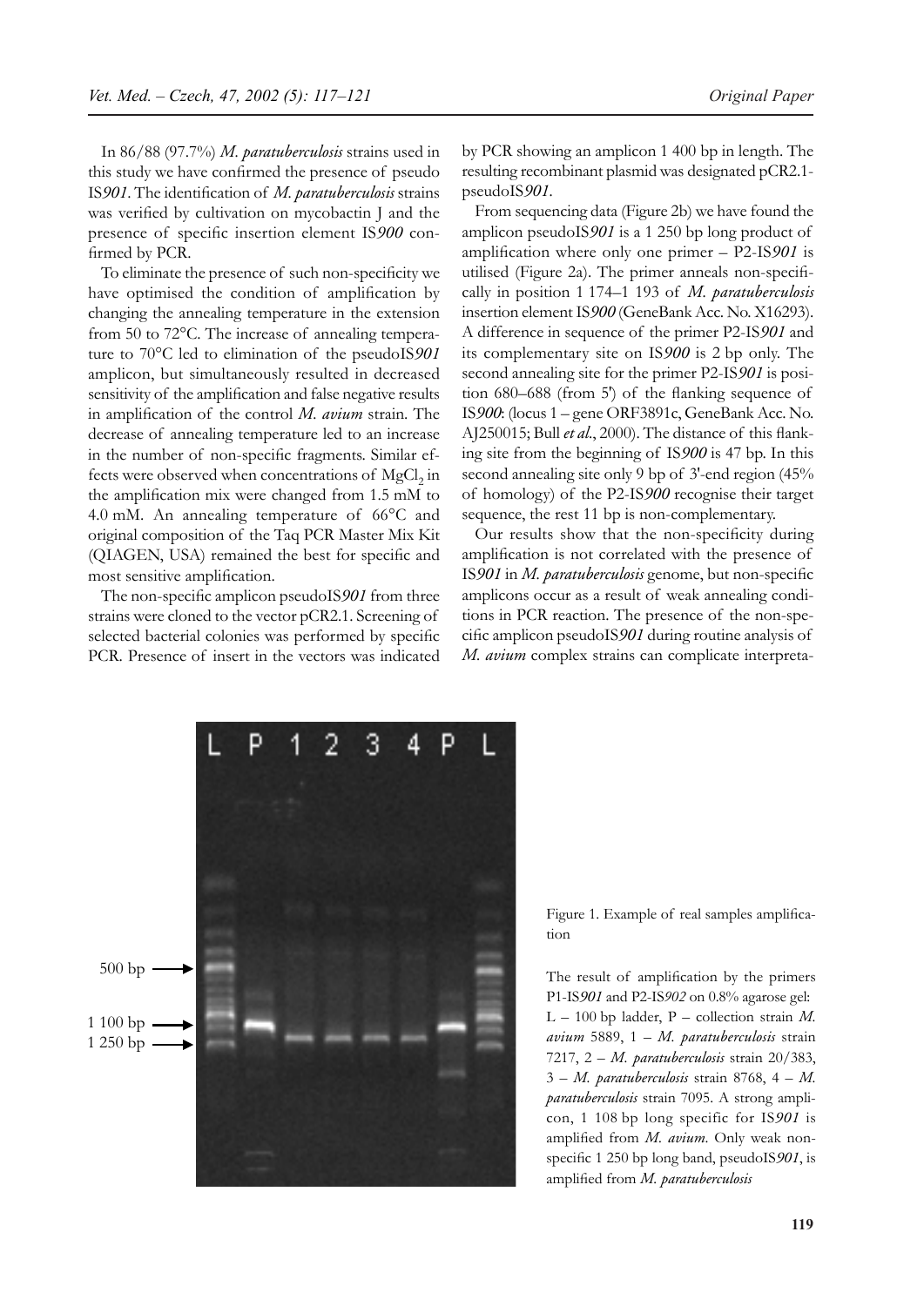In 86/88 (97.7%) *M. paratuberculosis* strains used in this study we have confirmed the presence of pseudo IS*901*. The identification of *M. paratuberculosis* strains was verified by cultivation on mycobactin J and the presence of specific insertion element IS*900* confirmed by PCR.

To eliminate the presence of such non-specificity we have optimised the condition of amplification by changing the annealing temperature in the extension from 50 to 72°C. The increase of annealing temperature to 70°C led to elimination of the pseudoIS*901* amplicon, but simultaneously resulted in decreased sensitivity of the amplification and false negative results in amplification of the control *M. avium* strain. The decrease of annealing temperature led to an increase in the number of non-specific fragments. Similar effects were observed when concentrations of $MgCl_2$ in the amplification mix were changed from 1.5 mM to 4.0 mM. An annealing temperature of 66°C and original composition of the Taq PCR Master Mix Kit (QIAGEN, USA) remained the best for specific and most sensitive amplification.

The non-specific amplicon pseudoIS*901* from three strains were cloned to the vector pCR2.1. Screening of selected bacterial colonies was performed by specific PCR. Presence of insert in the vectors was indicated by PCR showing an amplicon 1 400 bp in length. The resulting recombinant plasmid was designated pCR2.1-pseudoIS*901*.

From sequencing data (Figure 2b) we have found the amplicon pseudoIS*901* is a 1 250 bp long product of amplification where only one primer – P2-IS*901* is utilised (Figure 2a). The primer anneals non-specifically in position 1 174–1 193 of *M. paratuberculosis* insertion element IS*900* (GeneBank Acc. No. X16293). A difference in sequence of the primer P2-IS*901* and its complementary site on IS*900* is 2 bp only. The second annealing site for the primer P2-IS*901* is position 680–688 (from 5') of the flanking sequence of IS*900*: (locus 1 – gene ORF3891c, GeneBank Acc. No. AJ250015; Bull *et al.*, 2000). The distance of this flanking site from the beginning of IS*900* is 47 bp. In this second annealing site only 9 bp of 3'-end region (45% of homology) of the P2-IS*900* recognise their target sequence, the rest 11 bp is non-complementary.

Our results show that the non-specificity during amplification is not correlated with the presence of IS*901* in *M. paratuberculosis* genome, but non-specific amplicons occur as a result of weak annealing conditions in PCR reaction. The presence of the non-specific amplicon pseudoIS*901* during routine analysis of *M. avium* complex strains can complicate interpreta-

Figure 1. Example of real samples amplification

The result of amplification by the primers P1-IS*901* and P2-IS*902* on 0.8% agarose gel: L – 100 bp ladder, P – collection strain *M. avium* 5889, 1 – *M. paratuberculosis* strain 7217, 2 – *M. paratuberculosis* strain 20/383, 3 – *M. paratuberculosis* strain 8768, 4 – *M. paratuberculosis* strain 7095. A strong amplicon, 1 108 bp long specific for IS*901* is amplified from *M. avium*. Only weak non-specific 1 250 bp long band, pseudoIS*901*, is amplified from *M. paratuberculosis*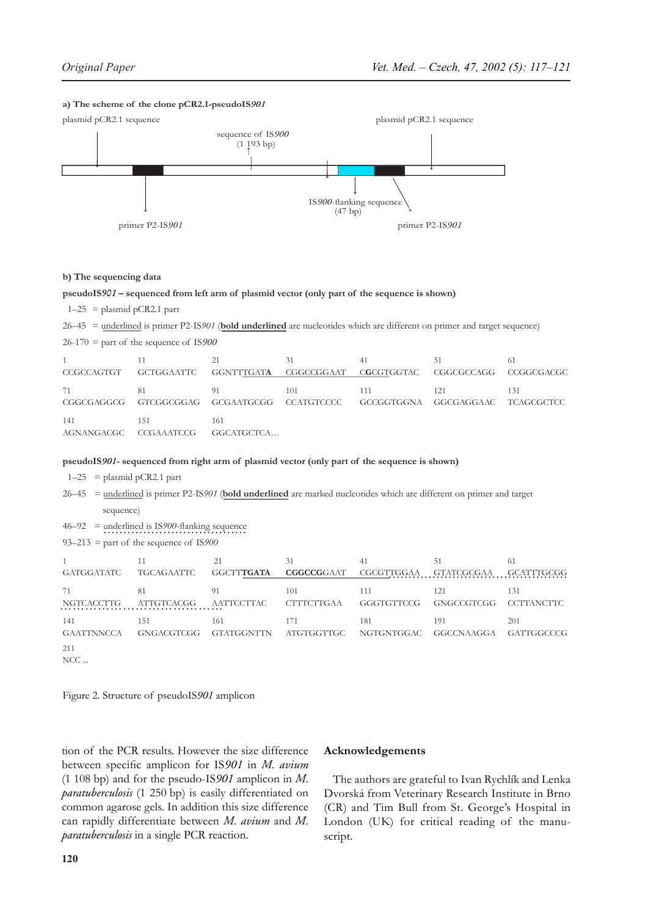**a) The scheme of the clone pCR2.1-pseudoIS*901***

plasmid pCR2.1 sequence

sequence of IS*900* (1 193 bp)

plasmid pCR2.1 sequence

IS*900*-flanking sequence (47 bp)

primer P2-IS*901*

primer P2-IS*901*

**b) The sequencing data**

**pseudoIS*901* – sequenced from left arm of plasmid vector (only part of the sequence is shown)**

1–25 = plasmid pCR2.1 part

26–45 = underlined is primer P2-IS*901* (**bold underlined** are nucleotides which are different on primer and target sequence)

26-170 = part of the sequence of IS*900*

```
1           11          21          31          41          51          61
CCGCCAGTGT  GCTGGAATTC  GGNTTTGATA  CGGCCGGAAT  CGCGTGGTAC  CGGCGCCAGG  CCGGCGACGC
71          81          91          101         111         121         131
CGGCGAGGCG  GTCGGCGGAG  GCGAATGCGG  CCATGTCCCC  GCCGGTGGNA  GGCGAGGAAC  TCAGCGCTCC
141         151         161
AGNANGACGC  CCGAAATCCG  GGCATGCTCA…
```

**pseudoIS*901*- sequenced from right arm of plasmid vector (only part of the sequence is shown)**

1–25 = plasmid pCR2.1 part

26–45 = underlined is primer P2-IS*901* (**bold underlined** are marked nucleotides which are different on primer and target sequence)

46–92 = underlined is IS*900*-flanking sequence

93–213 = part of the sequence of IS*900*

```
1           11          21          31          41          51          61
GATGGATATC  TGCAGAATTC  GGCTTTGATA  CGGCCGGAAT  CGCGTTGGAA  GTATCGCGAA  GCATTTGCGG
71          81          91          101         111         121         131
NGTCACCTTG  ATTGTCACGG  AATTCCTTAC  CTTTCTTGAA  GGGTGTTCCG  GNGCCGTCGG  CCTTANCTTC
141         151         161         171         181         191         201
GAATTNNCCA  GNGACGTCGG  GTATGGNTTN  ATGTGGTTGC  NGTGNTGGAC  GGCCNAAGGA  GATTGGCCCG
211
NCC ...
```

Figure 2. Structure of pseudoIS*901* amplicon

tion of the PCR results. However the size difference between specific amplicon for IS*901* in *M. avium* (1 108 bp) and for the pseudo-IS*901* amplicon in *M. paratuberculosis* (1 250 bp) is easily differentiated on common agarose gels. In addition this size difference can rapidly differentiate between *M. avium* and *M. paratuberculosis* in a single PCR reaction.

## Acknowledgements

The authors are grateful to Ivan Rychlík and Lenka Dvorská from Veterinary Research Institute in Brno (CR) and Tim Bull from St. George's Hospital in London (UK) for critical reading of the manuscript.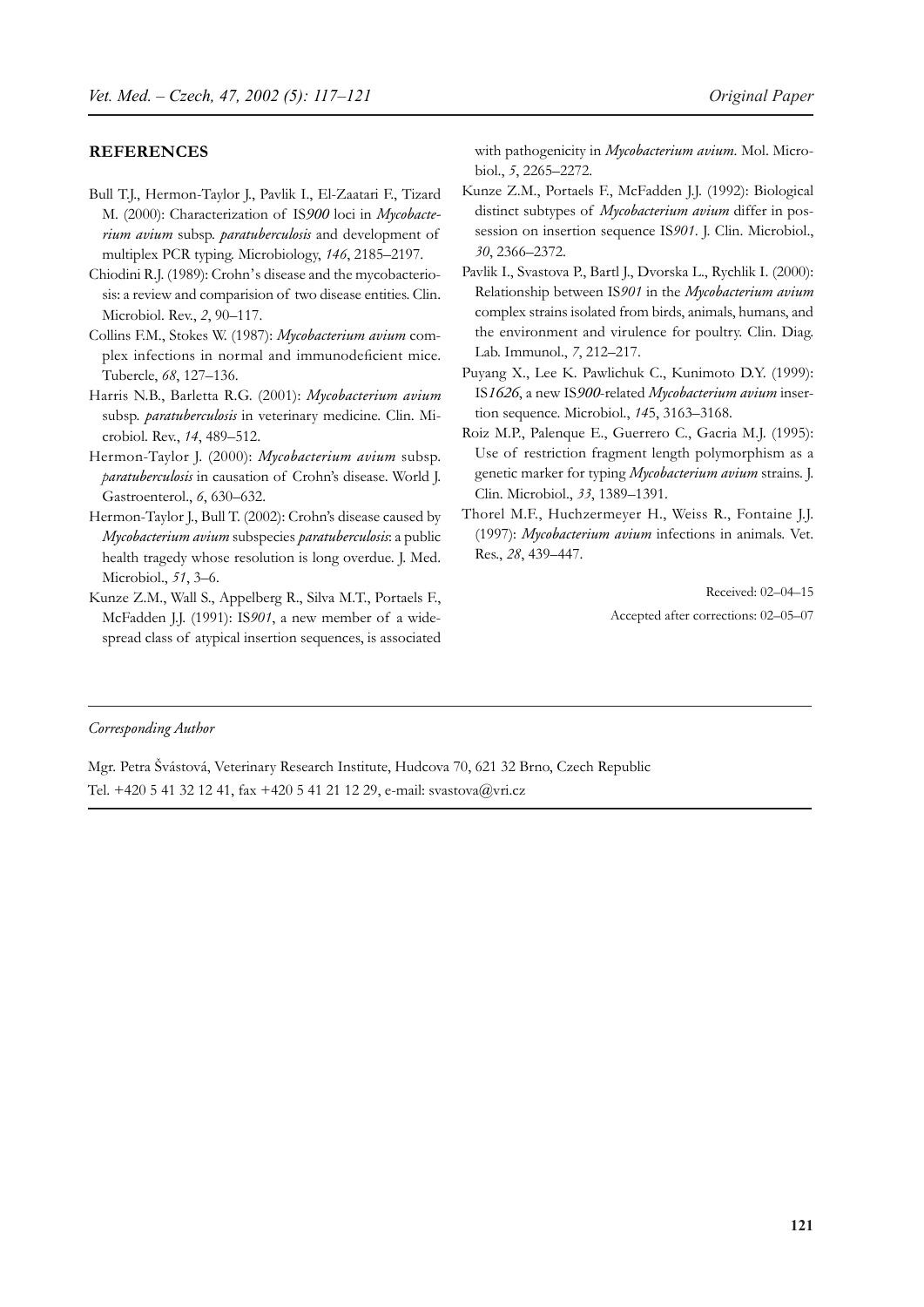## REFERENCES

Bull T.J., Hermon-Taylor J., Pavlik I., El-Zaatari F., Tizard M. (2000): Characterization of IS*900* loci in *Mycobacterium avium* subsp. *paratuberculosis* and development of multiplex PCR typing. Microbiology, *146*, 2185–2197.

Chiodini R.J. (1989): Crohn's disease and the mycobacteriosis: a review and comparision of two disease entities. Clin. Microbiol. Rev., *2*, 90–117.

Collins F.M., Stokes W. (1987): *Mycobacterium avium* complex infections in normal and immunodeficient mice. Tubercle, *68*, 127–136.

Harris N.B., Barletta R.G. (2001): *Mycobacterium avium* subsp. *paratuberculosis* in veterinary medicine. Clin. Microbiol. Rev., *14*, 489–512.

Hermon-Taylor J. (2000): *Mycobacterium avium* subsp. *paratuberculosis* in causation of Crohn's disease. World J. Gastroenterol., *6*, 630–632.

Hermon-Taylor J., Bull T. (2002): Crohn's disease caused by *Mycobacterium avium* subspecies *paratuberculosis*: a public health tragedy whose resolution is long overdue. J. Med. Microbiol., *51*, 3–6.

Kunze Z.M., Wall S., Appelberg R., Silva M.T., Portaels F., McFadden J.J. (1991): IS*901*, a new member of a widespread class of atypical insertion sequences, is associated with pathogenicity in *Mycobacterium avium*. Mol. Microbiol., *5*, 2265–2272.

Kunze Z.M., Portaels F., McFadden J.J. (1992): Biological distinct subtypes of *Mycobacterium avium* differ in possession on insertion sequence IS*901*. J. Clin. Microbiol., *30*, 2366–2372.

Pavlik I., Svastova P., Bartl J., Dvorska L., Rychlik I. (2000): Relationship between IS*901* in the *Mycobacterium avium* complex strains isolated from birds, animals, humans, and the environment and virulence for poultry. Clin. Diag. Lab. Immunol., *7*, 212–217.

Puyang X., Lee K. Pawlichuk C., Kunimoto D.Y. (1999): IS*1626*, a new IS*900*-related *Mycobacterium avium* insertion sequence. Microbiol., *14*5, 3163–3168.

Roiz M.P., Palenque E., Guerrero C., Gacria M.J. (1995): Use of restriction fragment length polymorphism as a genetic marker for typing *Mycobacterium avium* strains. J. Clin. Microbiol., *33*, 1389–1391.

Thorel M.F., Huchzermeyer H., Weiss R., Fontaine J.J. (1997): *Mycobacterium avium* infections in animals. Vet. Res., *28*, 439–447.

Received: 02–04–15
Accepted after corrections: 02–05–07

*Corresponding Author*

Mgr. Petra Švástová, Veterinary Research Institute, Hudcova 70, 621 32 Brno, Czech Republic
Tel. +420 5 41 32 12 41, fax +420 5 41 21 12 29, e-mail: svastova@vri.cz